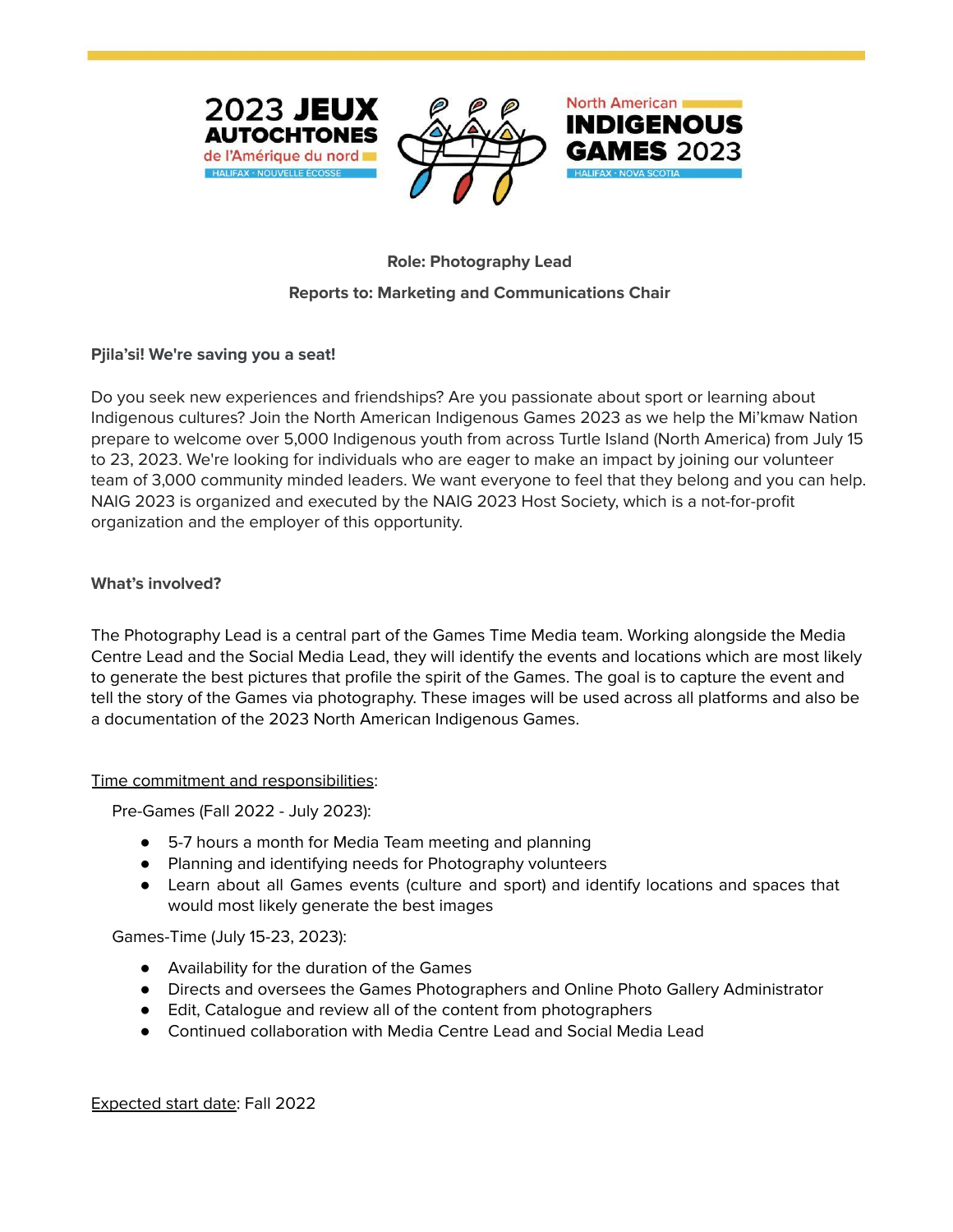2023 JEUX AUTOCHTONES de l'Amérique du nord
HALIFAX · NOUVELLE ÉCOSSE

North American INDIGENOUS GAMES 2023
HALIFAX · NOVA SCOTIA

**Role: Photography Lead**

**Reports to: Marketing and Communications Chair**

**Pjila'si! We're saving you a seat!**

Do you seek new experiences and friendships? Are you passionate about sport or learning about Indigenous cultures? Join the North American Indigenous Games 2023 as we help the Mi'kmaw Nation prepare to welcome over 5,000 Indigenous youth from across Turtle Island (North America) from July 15 to 23, 2023. We're looking for individuals who are eager to make an impact by joining our volunteer team of 3,000 community minded leaders. We want everyone to feel that they belong and you can help. NAIG 2023 is organized and executed by the NAIG 2023 Host Society, which is a not-for-profit organization and the employer of this opportunity.

**What's involved?**

The Photography Lead is a central part of the Games Time Media team. Working alongside the Media Centre Lead and the Social Media Lead, they will identify the events and locations which are most likely to generate the best pictures that profile the spirit of the Games. The goal is to capture the event and tell the story of the Games via photography. These images will be used across all platforms and also be a documentation of the 2023 North American Indigenous Games.

Time commitment and responsibilities:

Pre-Games (Fall 2022 - July 2023):

- 5-7 hours a month for Media Team meeting and planning
- Planning and identifying needs for Photography volunteers
- Learn about all Games events (culture and sport) and identify locations and spaces that would most likely generate the best images

Games-Time (July 15-23, 2023):

- Availability for the duration of the Games
- Directs and oversees the Games Photographers and Online Photo Gallery Administrator
- Edit, Catalogue and review all of the content from photographers
- Continued collaboration with Media Centre Lead and Social Media Lead

Expected start date: Fall 2022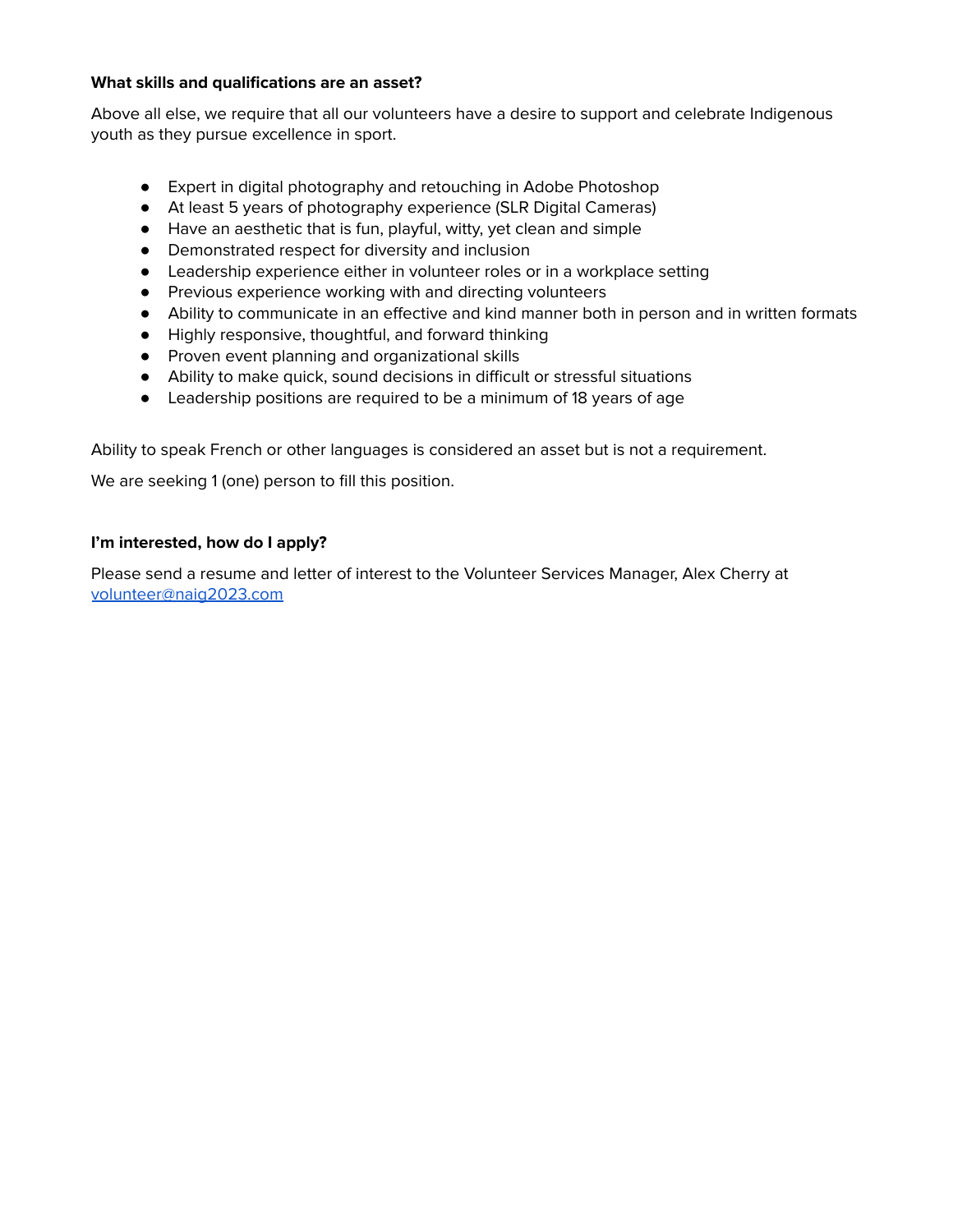**What skills and qualifications are an asset?**

Above all else, we require that all our volunteers have a desire to support and celebrate Indigenous youth as they pursue excellence in sport.

- Expert in digital photography and retouching in Adobe Photoshop
- At least 5 years of photography experience (SLR Digital Cameras)
- Have an aesthetic that is fun, playful, witty, yet clean and simple
- Demonstrated respect for diversity and inclusion
- Leadership experience either in volunteer roles or in a workplace setting
- Previous experience working with and directing volunteers
- Ability to communicate in an effective and kind manner both in person and in written formats
- Highly responsive, thoughtful, and forward thinking
- Proven event planning and organizational skills
- Ability to make quick, sound decisions in difficult or stressful situations
- Leadership positions are required to be a minimum of 18 years of age

Ability to speak French or other languages is considered an asset but is not a requirement.

We are seeking 1 (one) person to fill this position.

**I'm interested, how do I apply?**

Please send a resume and letter of interest to the Volunteer Services Manager, Alex Cherry at [volunteer@naig2023.com](mailto:volunteer@naig2023.com)